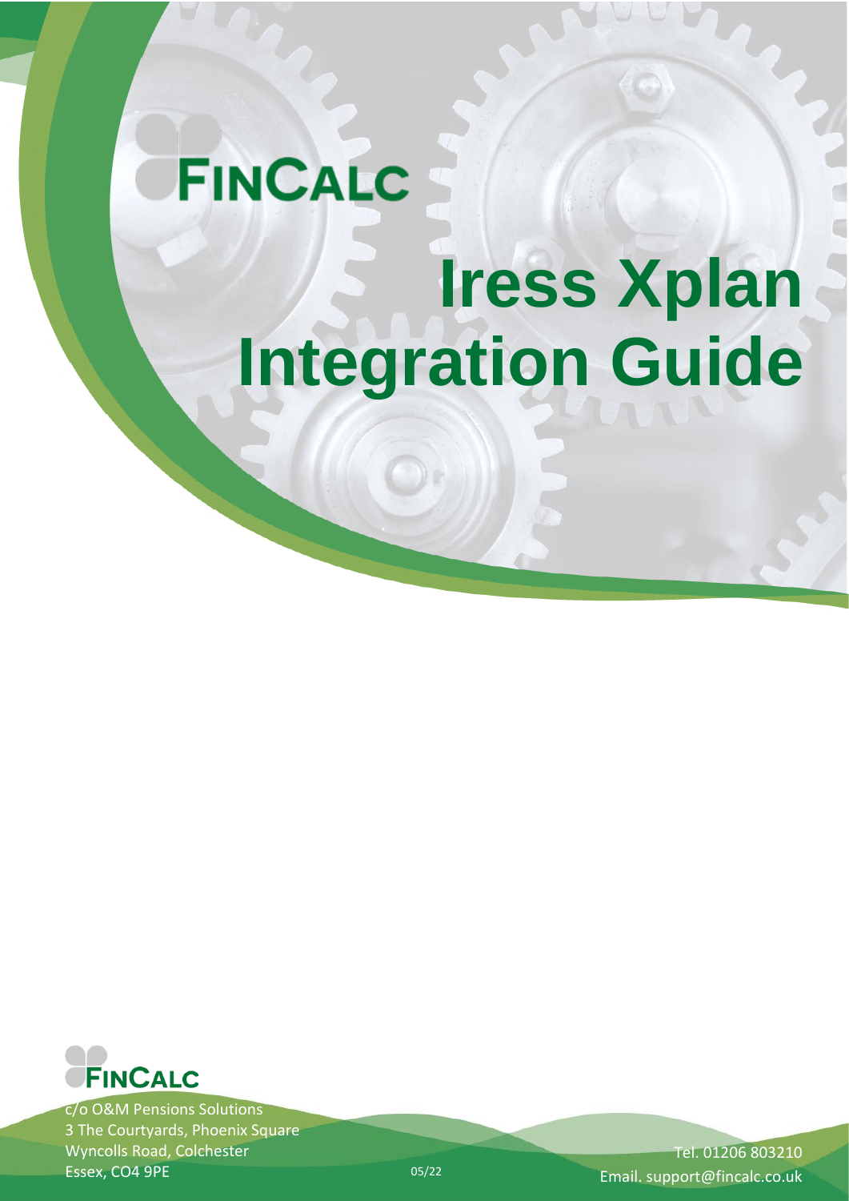FINCALC

# Iress Xplan Integration Guide

FINCALC

c/o O&M Pensions Solutions
3 The Courtyards, Phoenix Square
Wyncolls Road, Colchester
Essex, CO4 9PE

05/22

Tel. 01206 803210
Email. support@fincalc.co.uk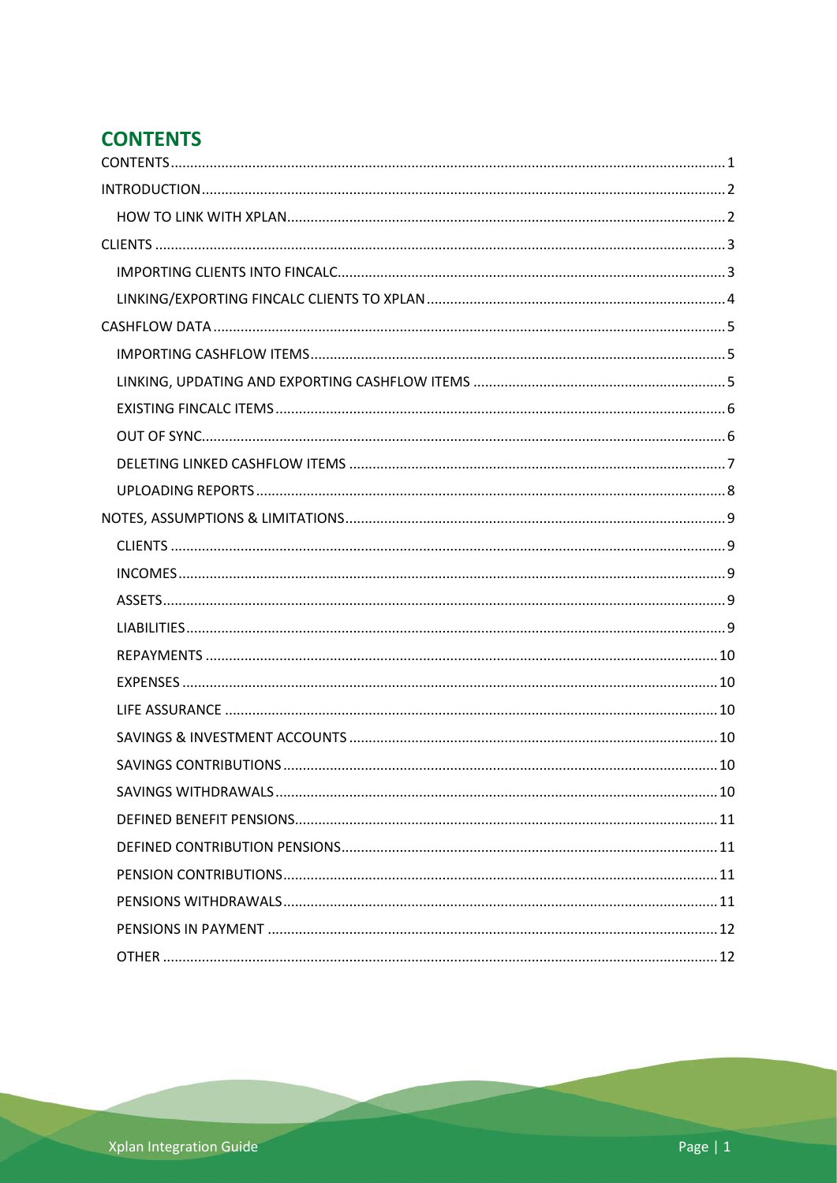## CONTENTS

| | |
|---|---|
| CONTENTS | 1 |
| INTRODUCTION | 2 |
| HOW TO LINK WITH XPLAN | 2 |
| CLIENTS | 3 |
| IMPORTING CLIENTS INTO FINCALC | 3 |
| LINKING/EXPORTING FINCALC CLIENTS TO XPLAN | 4 |
| CASHFLOW DATA | 5 |
| IMPORTING CASHFLOW ITEMS | 5 |
| LINKING, UPDATING AND EXPORTING CASHFLOW ITEMS | 5 |
| EXISTING FINCALC ITEMS | 6 |
| OUT OF SYNC | 6 |
| DELETING LINKED CASHFLOW ITEMS | 7 |
| UPLOADING REPORTS | 8 |
| NOTES, ASSUMPTIONS & LIMITATIONS | 9 |
| CLIENTS | 9 |
| INCOMES | 9 |
| ASSETS | 9 |
| LIABILITIES | 9 |
| REPAYMENTS | 10 |
| EXPENSES | 10 |
| LIFE ASSURANCE | 10 |
| SAVINGS & INVESTMENT ACCOUNTS | 10 |
| SAVINGS CONTRIBUTIONS | 10 |
| SAVINGS WITHDRAWALS | 10 |
| DEFINED BENEFIT PENSIONS | 11 |
| DEFINED CONTRIBUTION PENSIONS | 11 |
| PENSION CONTRIBUTIONS | 11 |
| PENSIONS WITHDRAWALS | 11 |
| PENSIONS IN PAYMENT | 12 |
| OTHER | 12 |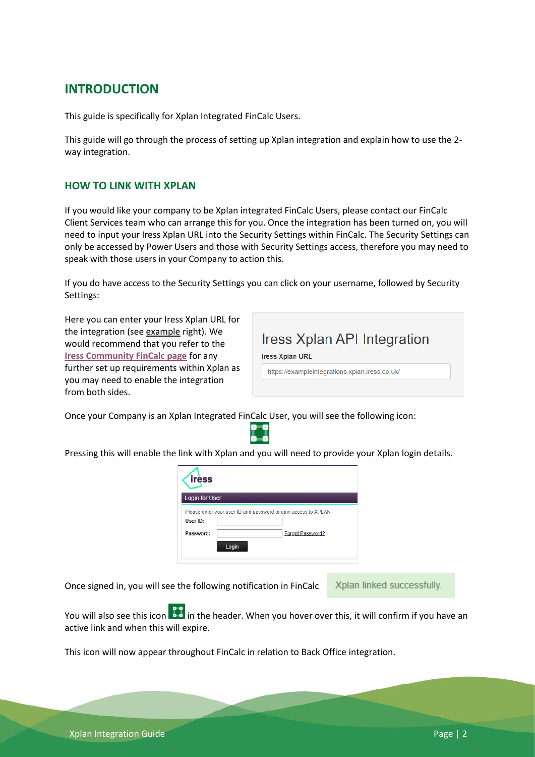# INTRODUCTION

This guide is specifically for Xplan Integrated FinCalc Users.

This guide will go through the process of setting up Xplan integration and explain how to use the 2-way integration.

## HOW TO LINK WITH XPLAN

If you would like your company to be Xplan integrated FinCalc Users, please contact our FinCalc Client Services team who can arrange this for you. Once the integration has been turned on, you will need to input your Iress Xplan URL into the Security Settings within FinCalc. The Security Settings can only be accessed by Power Users and those with Security Settings access, therefore you may need to speak with those users in your Company to action this.

If you do have access to the Security Settings you can click on your username, followed by Security Settings:

Here you can enter your Iress Xplan URL for the integration (see example right). We would recommend that you refer to the **Iress Community FinCalc page** for any further set up requirements within Xplan as you may need to enable the integration from both sides.

Iress Xplan API Integration

Iress Xplan URL

https://exampleintegrations.xplan.iress.co.uk/

Once your Company is an Xplan Integrated FinCalc User, you will see the following icon:

Pressing this will enable the link with Xplan and you will need to provide your Xplan login details.

iress

Login for User

Please enter your user ID and password to gain access to XPLAN

User ID:

Password: Forgot Password?

Login

Once signed in, you will see the following notification in FinCalc

Xplan linked successfully.

You will also see this icon in the header. When you hover over this, it will confirm if you have an active link and when this will expire.

This icon will now appear throughout FinCalc in relation to Back Office integration.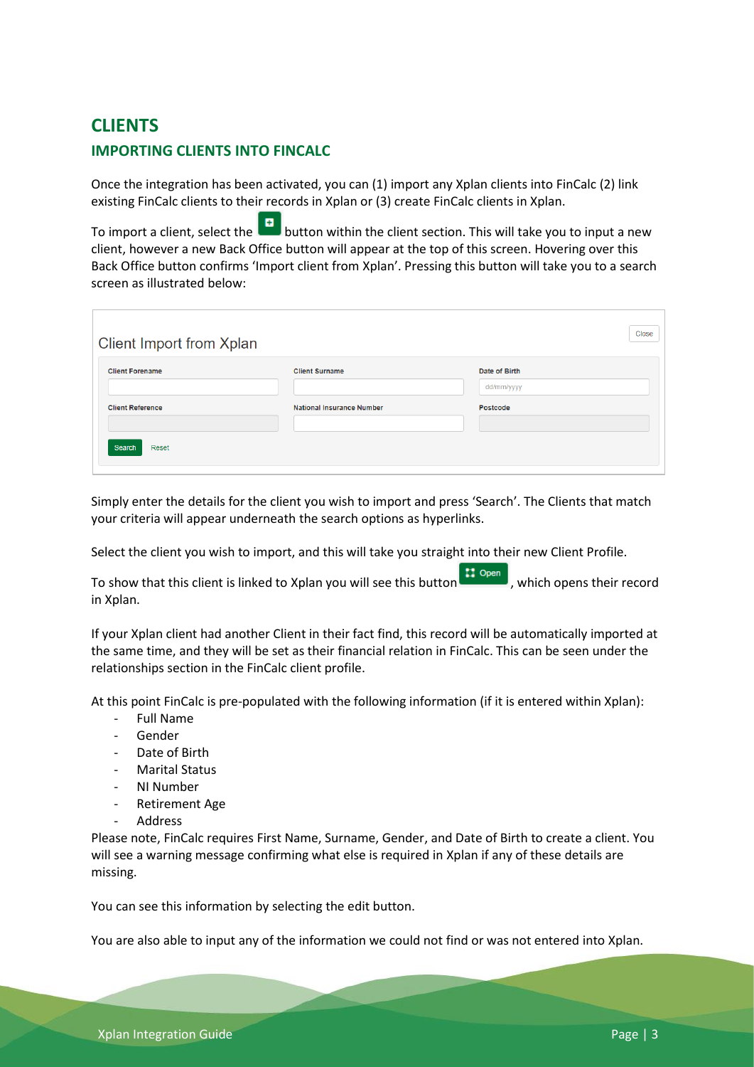# CLIENTS

## IMPORTING CLIENTS INTO FINCALC

Once the integration has been activated, you can (1) import any Xplan clients into FinCalc (2) link existing FinCalc clients to their records in Xplan or (3) create FinCalc clients in Xplan.

To import a client, select the button within the client section. This will take you to input a new client, however a new Back Office button will appear at the top of this screen. Hovering over this Back Office button confirms 'Import client from Xplan'. Pressing this button will take you to a search screen as illustrated below:

Client Import from Xplan

Close

| Client Forename | Client Surname | Date of Birth |
|---|---|---|
| | | dd/mm/yyyy |
| **Client Reference** | **National Insurance Number** | **Postcode** |
| | | |

Search Reset

Simply enter the details for the client you wish to import and press 'Search'. The Clients that match your criteria will appear underneath the search options as hyperlinks.

Select the client you wish to import, and this will take you straight into their new Client Profile.

To show that this client is linked to Xplan you will see this button Open, which opens their record in Xplan.

If your Xplan client had another Client in their fact find, this record will be automatically imported at the same time, and they will be set as their financial relation in FinCalc. This can be seen under the relationships section in the FinCalc client profile.

At this point FinCalc is pre-populated with the following information (if it is entered within Xplan):

- Full Name
- Gender
- Date of Birth
- Marital Status
- NI Number
- Retirement Age
- Address

Please note, FinCalc requires First Name, Surname, Gender, and Date of Birth to create a client. You will see a warning message confirming what else is required in Xplan if any of these details are missing.

You can see this information by selecting the edit button.

You are also able to input any of the information we could not find or was not entered into Xplan.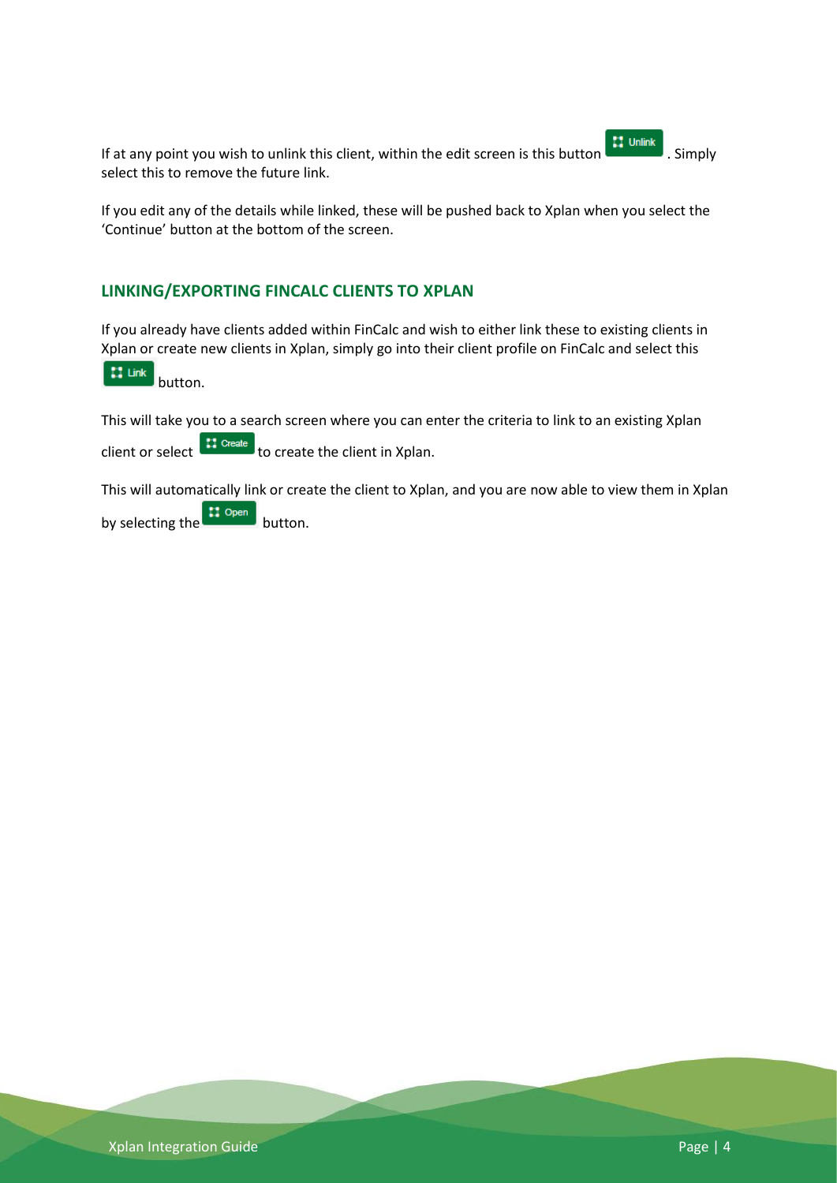If at any point you wish to unlink this client, within the edit screen is this button Unlink. Simply select this to remove the future link.

If you edit any of the details while linked, these will be pushed back to Xplan when you select the 'Continue' button at the bottom of the screen.

## LINKING/EXPORTING FINCALC CLIENTS TO XPLAN

If you already have clients added within FinCalc and wish to either link these to existing clients in Xplan or create new clients in Xplan, simply go into their client profile on FinCalc and select this Link button.

This will take you to a search screen where you can enter the criteria to link to an existing Xplan client or select Create to create the client in Xplan.

This will automatically link or create the client to Xplan, and you are now able to view them in Xplan by selecting the Open button.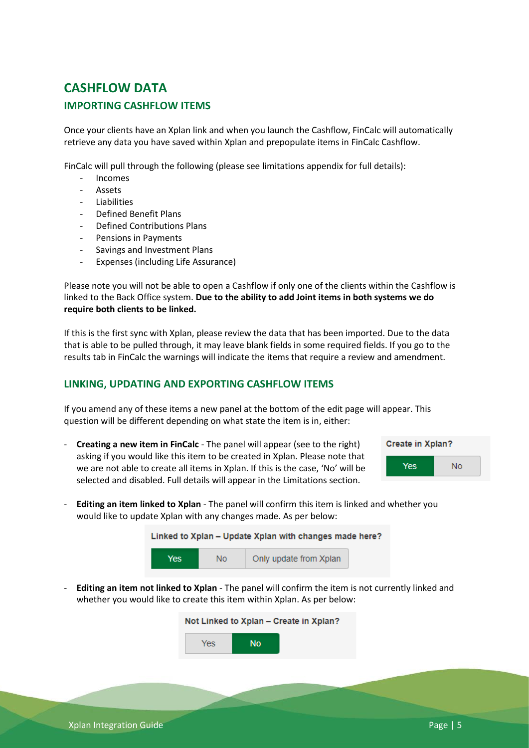# CASHFLOW DATA

## IMPORTING CASHFLOW ITEMS

Once your clients have an Xplan link and when you launch the Cashflow, FinCalc will automatically retrieve any data you have saved within Xplan and prepopulate items in FinCalc Cashflow.

FinCalc will pull through the following (please see limitations appendix for full details):

- Incomes
- Assets
- Liabilities
- Defined Benefit Plans
- Defined Contributions Plans
- Pensions in Payments
- Savings and Investment Plans
- Expenses (including Life Assurance)

Please note you will not be able to open a Cashflow if only one of the clients within the Cashflow is linked to the Back Office system. **Due to the ability to add Joint items in both systems we do require both clients to be linked.**

If this is the first sync with Xplan, please review the data that has been imported. Due to the data that is able to be pulled through, it may leave blank fields in some required fields. If you go to the results tab in FinCalc the warnings will indicate the items that require a review and amendment.

## LINKING, UPDATING AND EXPORTING CASHFLOW ITEMS

If you amend any of these items a new panel at the bottom of the edit page will appear. This question will be different depending on what state the item is in, either:

- **Creating a new item in FinCalc** - The panel will appear (see to the right) asking if you would like this item to be created in Xplan. Please note that we are not able to create all items in Xplan. If this is the case, 'No' will be selected and disabled. Full details will appear in the Limitations section.

  Create in Xplan?
  
  | Yes | No |
  |---|---|

- **Editing an item linked to Xplan** - The panel will confirm this item is linked and whether you would like to update Xplan with any changes made. As per below:

  Linked to Xplan – Update Xplan with changes made here?
  
  | Yes | No | Only update from Xplan |
  |---|---|---|

- **Editing an item not linked to Xplan** - The panel will confirm the item is not currently linked and whether you would like to create this item within Xplan. As per below:

  Not Linked to Xplan – Create in Xplan?
  
  | Yes | No |
  |---|---|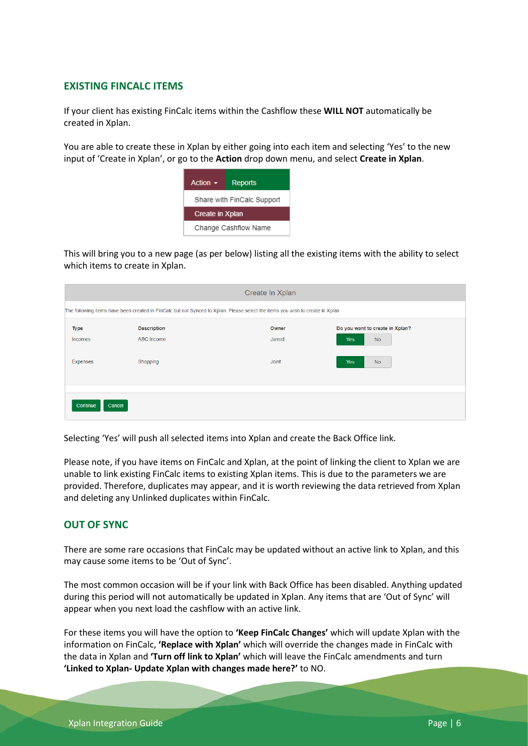## EXISTING FINCALC ITEMS

If your client has existing FinCalc items within the Cashflow these **WILL NOT** automatically be created in Xplan.

You are able to create these in Xplan by either going into each item and selecting 'Yes' to the new input of 'Create in Xplan', or go to the **Action** drop down menu, and select **Create in Xplan**.

This will bring you to a new page (as per below) listing all the existing items with the ability to select which items to create in Xplan.

Selecting 'Yes' will push all selected items into Xplan and create the Back Office link.

Please note, if you have items on FinCalc and Xplan, at the point of linking the client to Xplan we are unable to link existing FinCalc items to existing Xplan items. This is due to the parameters we are provided. Therefore, duplicates may appear, and it is worth reviewing the data retrieved from Xplan and deleting any Unlinked duplicates within FinCalc.

## OUT OF SYNC

There are some rare occasions that FinCalc may be updated without an active link to Xplan, and this may cause some items to be 'Out of Sync'.

The most common occasion will be if your link with Back Office has been disabled. Anything updated during this period will not automatically be updated in Xplan. Any items that are 'Out of Sync' will appear when you next load the cashflow with an active link.

For these items you will have the option to **'Keep FinCalc Changes'** which will update Xplan with the information on FinCalc, **'Replace with Xplan'** which will override the changes made in FinCalc with the data in Xplan and **'Turn off link to Xplan'** which will leave the FinCalc amendments and turn **'Linked to Xplan- Update Xplan with changes made here?'** to NO.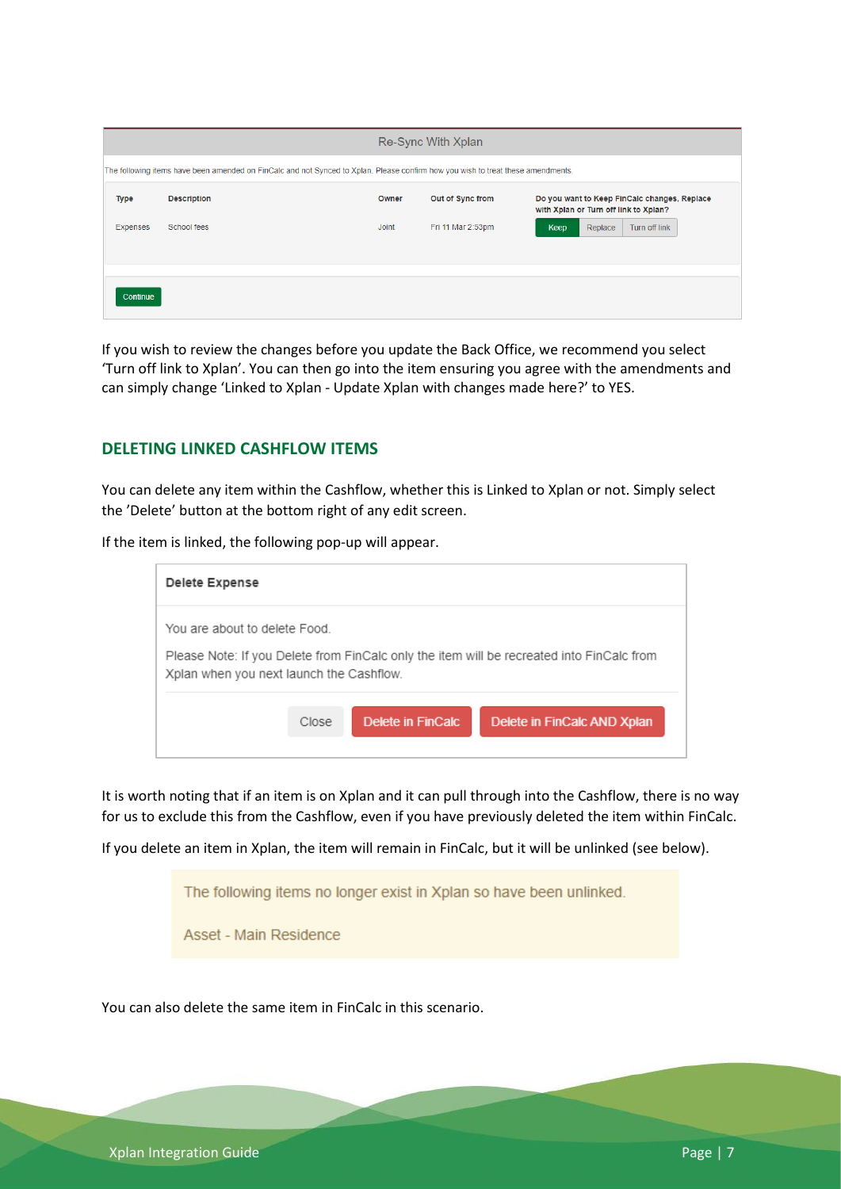Re-Sync With Xplan

The following items have been amended on FinCalc and not Synced to Xplan. Please confirm how you wish to treat these amendments.

| Type | Description | Owner | Out of Sync from | Do you want to Keep FinCalc changes, Replace with Xplan or Turn off link to Xplan? |
| --- | --- | --- | --- | --- |
| Expenses | School fees | Joint | Fri 11 Mar 2:53pm | Keep / Replace / Turn off link |

Continue

If you wish to review the changes before you update the Back Office, we recommend you select 'Turn off link to Xplan'. You can then go into the item ensuring you agree with the amendments and can simply change 'Linked to Xplan - Update Xplan with changes made here?' to YES.

## DELETING LINKED CASHFLOW ITEMS

You can delete any item within the Cashflow, whether this is Linked to Xplan or not. Simply select the 'Delete' button at the bottom right of any edit screen.

If the item is linked, the following pop-up will appear.

**Delete Expense**

You are about to delete Food.

Please Note: If you Delete from FinCalc only the item will be recreated into FinCalc from Xplan when you next launch the Cashflow.

Close | Delete in FinCalc | Delete in FinCalc AND Xplan

It is worth noting that if an item is on Xplan and it can pull through into the Cashflow, there is no way for us to exclude this from the Cashflow, even if you have previously deleted the item within FinCalc.

If you delete an item in Xplan, the item will remain in FinCalc, but it will be unlinked (see below).

The following items no longer exist in Xplan so have been unlinked.

Asset - Main Residence

You can also delete the same item in FinCalc in this scenario.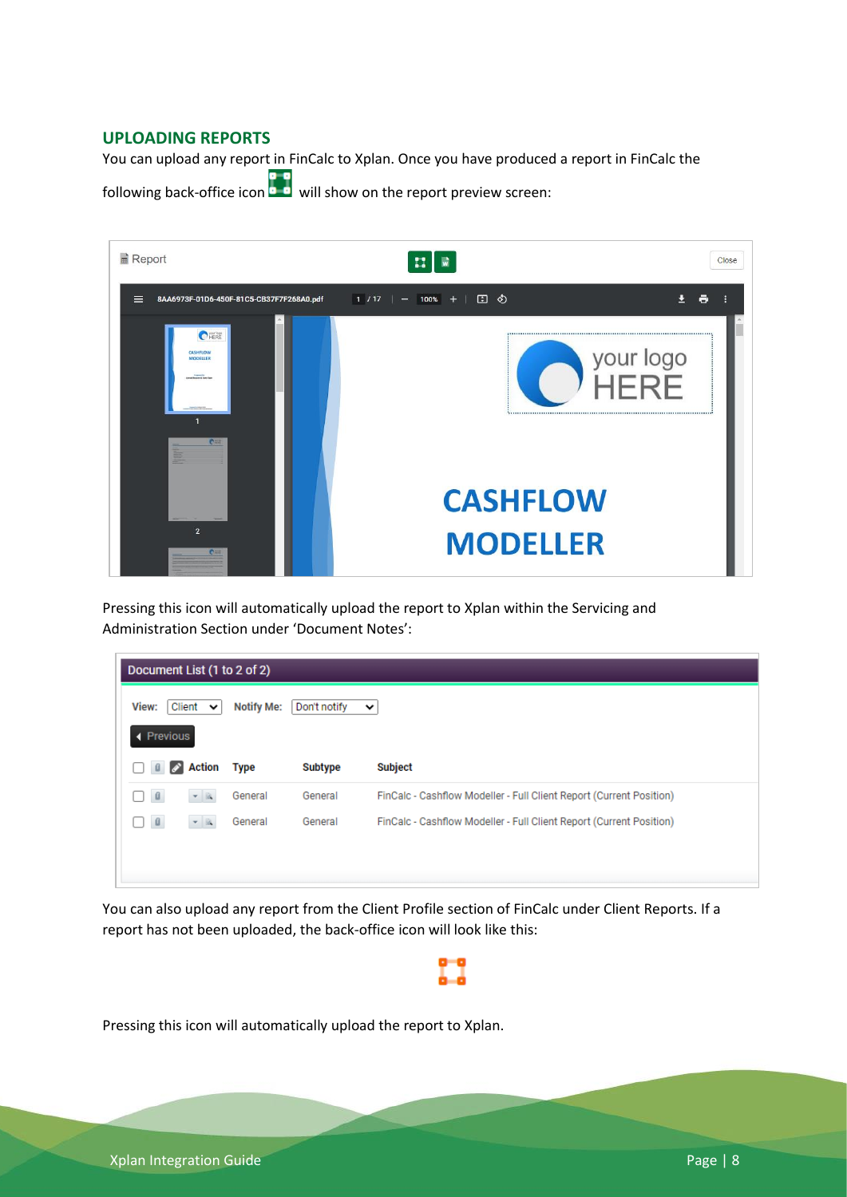## UPLOADING REPORTS

You can upload any report in FinCalc to Xplan. Once you have produced a report in FinCalc the following back-office icon will show on the report preview screen:

Pressing this icon will automatically upload the report to Xplan within the Servicing and Administration Section under 'Document Notes':

You can also upload any report from the Client Profile section of FinCalc under Client Reports. If a report has not been uploaded, the back-office icon will look like this:

Pressing this icon will automatically upload the report to Xplan.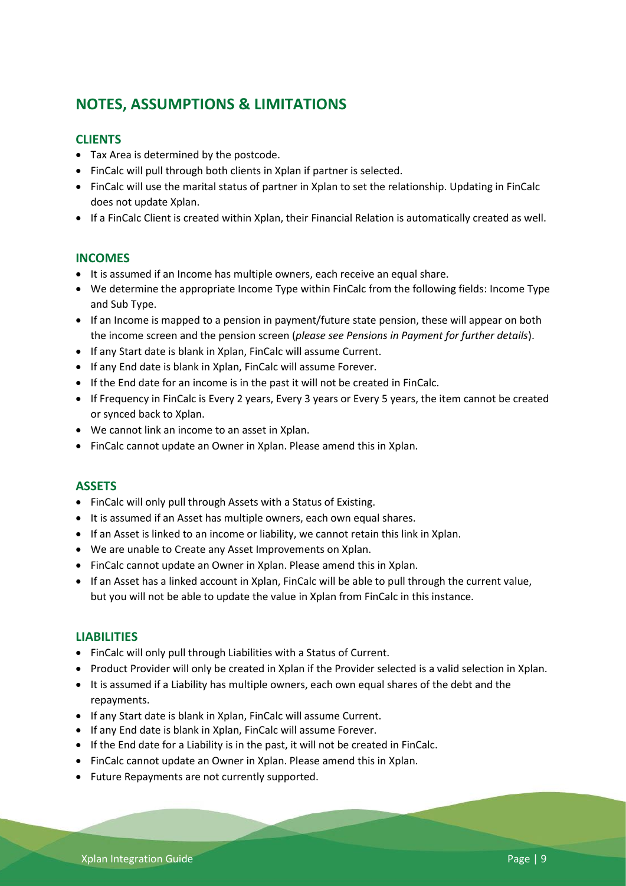# NOTES, ASSUMPTIONS & LIMITATIONS

## CLIENTS

- Tax Area is determined by the postcode.
- FinCalc will pull through both clients in Xplan if partner is selected.
- FinCalc will use the marital status of partner in Xplan to set the relationship. Updating in FinCalc does not update Xplan.
- If a FinCalc Client is created within Xplan, their Financial Relation is automatically created as well.

## INCOMES

- It is assumed if an Income has multiple owners, each receive an equal share.
- We determine the appropriate Income Type within FinCalc from the following fields: Income Type and Sub Type.
- If an Income is mapped to a pension in payment/future state pension, these will appear on both the income screen and the pension screen (*please see Pensions in Payment for further details*).
- If any Start date is blank in Xplan, FinCalc will assume Current.
- If any End date is blank in Xplan, FinCalc will assume Forever.
- If the End date for an income is in the past it will not be created in FinCalc.
- If Frequency in FinCalc is Every 2 years, Every 3 years or Every 5 years, the item cannot be created or synced back to Xplan.
- We cannot link an income to an asset in Xplan.
- FinCalc cannot update an Owner in Xplan. Please amend this in Xplan.

## ASSETS

- FinCalc will only pull through Assets with a Status of Existing.
- It is assumed if an Asset has multiple owners, each own equal shares.
- If an Asset is linked to an income or liability, we cannot retain this link in Xplan.
- We are unable to Create any Asset Improvements on Xplan.
- FinCalc cannot update an Owner in Xplan. Please amend this in Xplan.
- If an Asset has a linked account in Xplan, FinCalc will be able to pull through the current value, but you will not be able to update the value in Xplan from FinCalc in this instance.

## LIABILITIES

- FinCalc will only pull through Liabilities with a Status of Current.
- Product Provider will only be created in Xplan if the Provider selected is a valid selection in Xplan.
- It is assumed if a Liability has multiple owners, each own equal shares of the debt and the repayments.
- If any Start date is blank in Xplan, FinCalc will assume Current.
- If any End date is blank in Xplan, FinCalc will assume Forever.
- If the End date for a Liability is in the past, it will not be created in FinCalc.
- FinCalc cannot update an Owner in Xplan. Please amend this in Xplan.
- Future Repayments are not currently supported.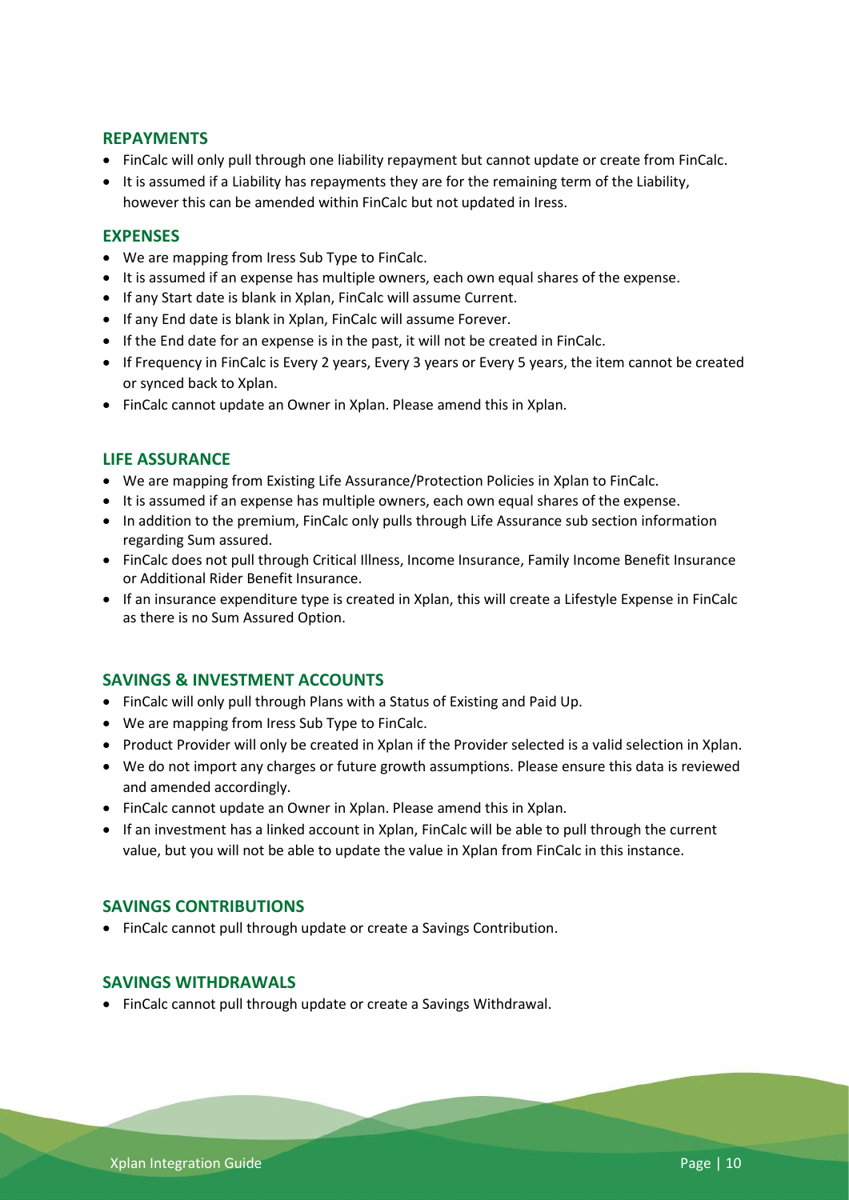## REPAYMENTS

- FinCalc will only pull through one liability repayment but cannot update or create from FinCalc.
- It is assumed if a Liability has repayments they are for the remaining term of the Liability, however this can be amended within FinCalc but not updated in Iress.

## EXPENSES

- We are mapping from Iress Sub Type to FinCalc.
- It is assumed if an expense has multiple owners, each own equal shares of the expense.
- If any Start date is blank in Xplan, FinCalc will assume Current.
- If any End date is blank in Xplan, FinCalc will assume Forever.
- If the End date for an expense is in the past, it will not be created in FinCalc.
- If Frequency in FinCalc is Every 2 years, Every 3 years or Every 5 years, the item cannot be created or synced back to Xplan.
- FinCalc cannot update an Owner in Xplan. Please amend this in Xplan.

## LIFE ASSURANCE

- We are mapping from Existing Life Assurance/Protection Policies in Xplan to FinCalc.
- It is assumed if an expense has multiple owners, each own equal shares of the expense.
- In addition to the premium, FinCalc only pulls through Life Assurance sub section information regarding Sum assured.
- FinCalc does not pull through Critical Illness, Income Insurance, Family Income Benefit Insurance or Additional Rider Benefit Insurance.
- If an insurance expenditure type is created in Xplan, this will create a Lifestyle Expense in FinCalc as there is no Sum Assured Option.

## SAVINGS & INVESTMENT ACCOUNTS

- FinCalc will only pull through Plans with a Status of Existing and Paid Up.
- We are mapping from Iress Sub Type to FinCalc.
- Product Provider will only be created in Xplan if the Provider selected is a valid selection in Xplan.
- We do not import any charges or future growth assumptions. Please ensure this data is reviewed and amended accordingly.
- FinCalc cannot update an Owner in Xplan. Please amend this in Xplan.
- If an investment has a linked account in Xplan, FinCalc will be able to pull through the current value, but you will not be able to update the value in Xplan from FinCalc in this instance.

## SAVINGS CONTRIBUTIONS

- FinCalc cannot pull through update or create a Savings Contribution.

## SAVINGS WITHDRAWALS

- FinCalc cannot pull through update or create a Savings Withdrawal.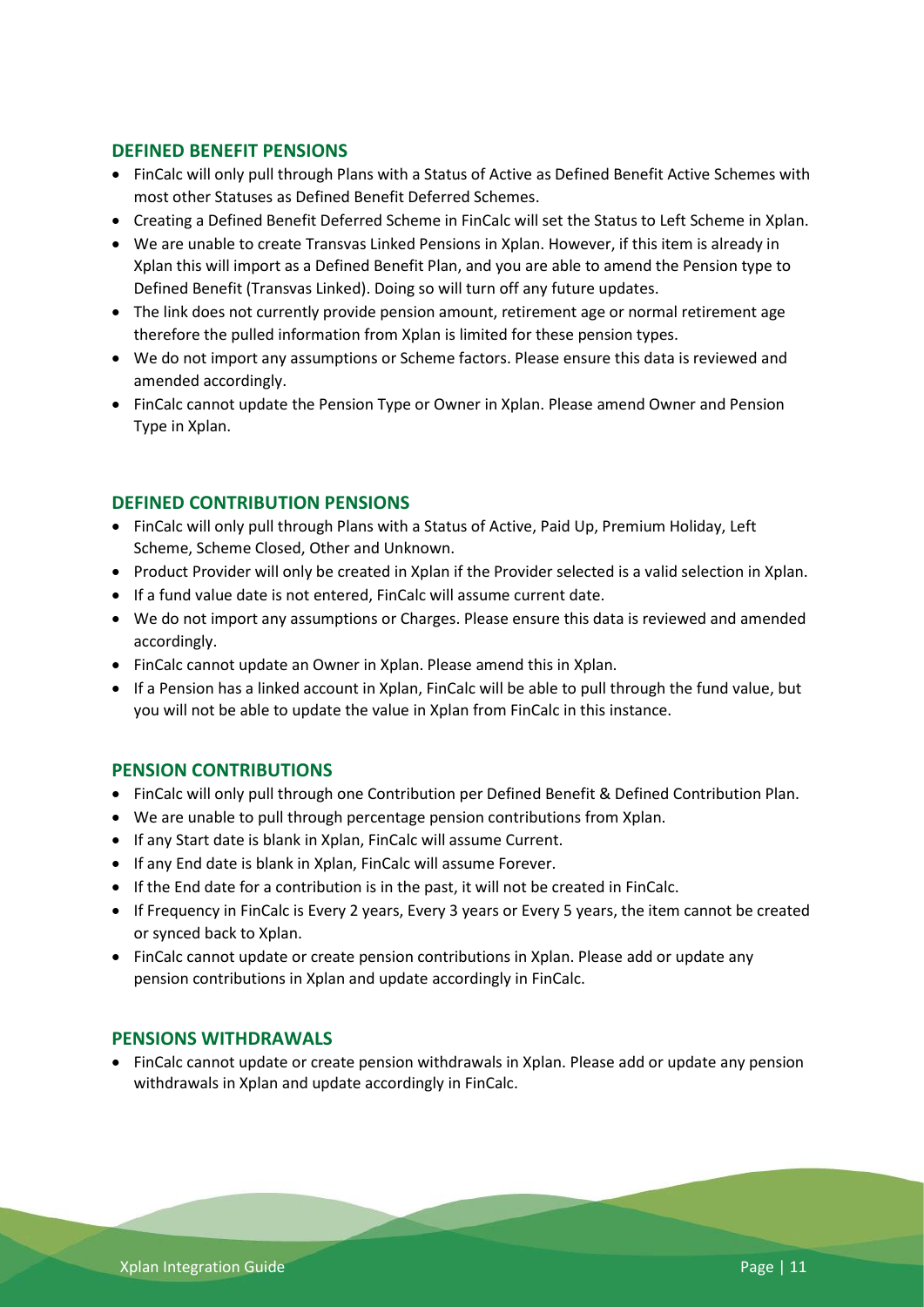## DEFINED BENEFIT PENSIONS

- FinCalc will only pull through Plans with a Status of Active as Defined Benefit Active Schemes with most other Statuses as Defined Benefit Deferred Schemes.
- Creating a Defined Benefit Deferred Scheme in FinCalc will set the Status to Left Scheme in Xplan.
- We are unable to create Transvas Linked Pensions in Xplan. However, if this item is already in Xplan this will import as a Defined Benefit Plan, and you are able to amend the Pension type to Defined Benefit (Transvas Linked). Doing so will turn off any future updates.
- The link does not currently provide pension amount, retirement age or normal retirement age therefore the pulled information from Xplan is limited for these pension types.
- We do not import any assumptions or Scheme factors. Please ensure this data is reviewed and amended accordingly.
- FinCalc cannot update the Pension Type or Owner in Xplan. Please amend Owner and Pension Type in Xplan.

## DEFINED CONTRIBUTION PENSIONS

- FinCalc will only pull through Plans with a Status of Active, Paid Up, Premium Holiday, Left Scheme, Scheme Closed, Other and Unknown.
- Product Provider will only be created in Xplan if the Provider selected is a valid selection in Xplan.
- If a fund value date is not entered, FinCalc will assume current date.
- We do not import any assumptions or Charges. Please ensure this data is reviewed and amended accordingly.
- FinCalc cannot update an Owner in Xplan. Please amend this in Xplan.
- If a Pension has a linked account in Xplan, FinCalc will be able to pull through the fund value, but you will not be able to update the value in Xplan from FinCalc in this instance.

## PENSION CONTRIBUTIONS

- FinCalc will only pull through one Contribution per Defined Benefit & Defined Contribution Plan.
- We are unable to pull through percentage pension contributions from Xplan.
- If any Start date is blank in Xplan, FinCalc will assume Current.
- If any End date is blank in Xplan, FinCalc will assume Forever.
- If the End date for a contribution is in the past, it will not be created in FinCalc.
- If Frequency in FinCalc is Every 2 years, Every 3 years or Every 5 years, the item cannot be created or synced back to Xplan.
- FinCalc cannot update or create pension contributions in Xplan. Please add or update any pension contributions in Xplan and update accordingly in FinCalc.

## PENSIONS WITHDRAWALS

- FinCalc cannot update or create pension withdrawals in Xplan. Please add or update any pension withdrawals in Xplan and update accordingly in FinCalc.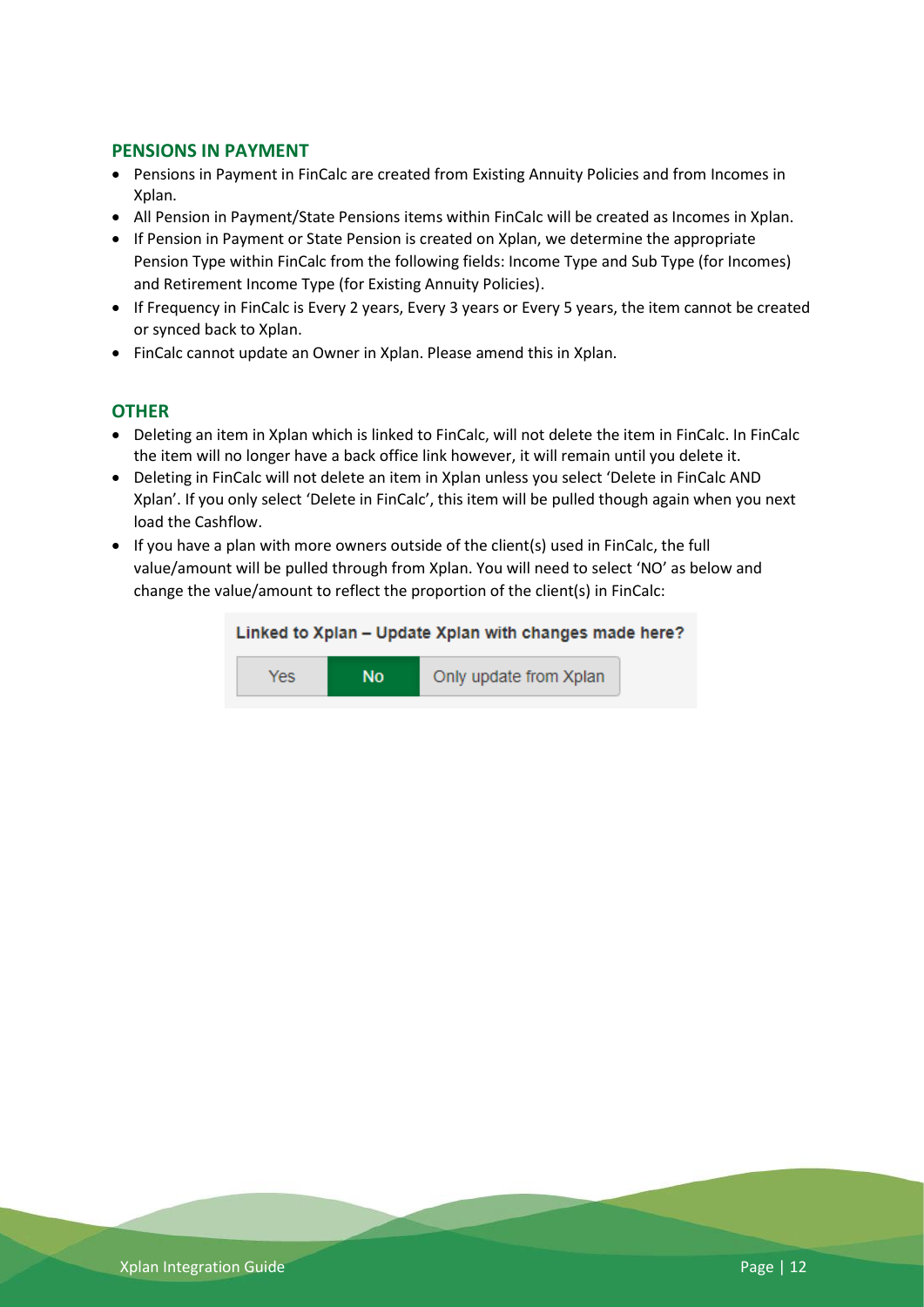## PENSIONS IN PAYMENT

- Pensions in Payment in FinCalc are created from Existing Annuity Policies and from Incomes in Xplan.
- All Pension in Payment/State Pensions items within FinCalc will be created as Incomes in Xplan.
- If Pension in Payment or State Pension is created on Xplan, we determine the appropriate Pension Type within FinCalc from the following fields: Income Type and Sub Type (for Incomes) and Retirement Income Type (for Existing Annuity Policies).
- If Frequency in FinCalc is Every 2 years, Every 3 years or Every 5 years, the item cannot be created or synced back to Xplan.
- FinCalc cannot update an Owner in Xplan. Please amend this in Xplan.

## OTHER

- Deleting an item in Xplan which is linked to FinCalc, will not delete the item in FinCalc. In FinCalc the item will no longer have a back office link however, it will remain until you delete it.
- Deleting in FinCalc will not delete an item in Xplan unless you select 'Delete in FinCalc AND Xplan'. If you only select 'Delete in FinCalc', this item will be pulled though again when you next load the Cashflow.
- If you have a plan with more owners outside of the client(s) used in FinCalc, the full value/amount will be pulled through from Xplan. You will need to select 'NO' as below and change the value/amount to reflect the proportion of the client(s) in FinCalc:

Linked to Xplan – Update Xplan with changes made here?

Yes | No | Only update from Xplan